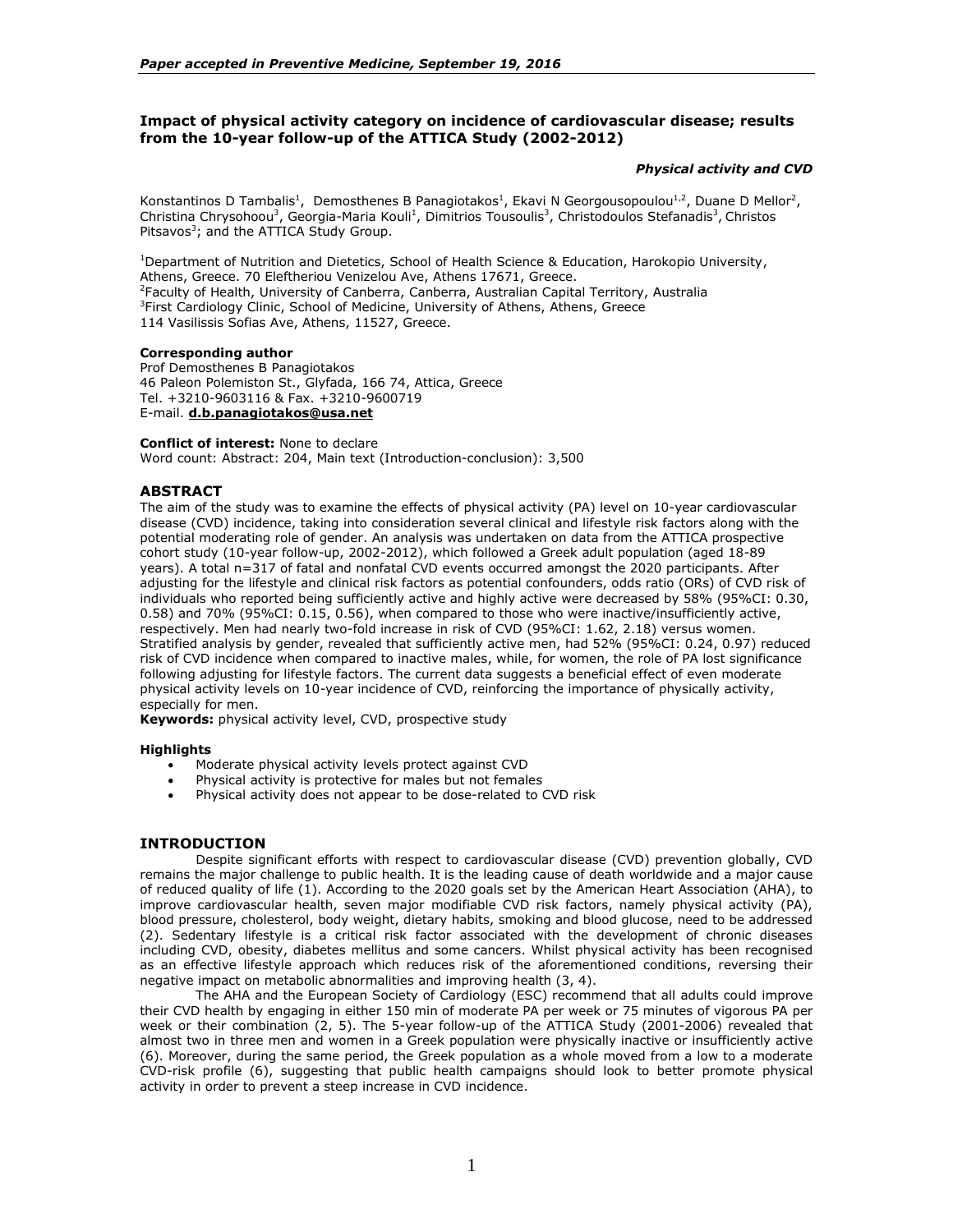*Paper accepted in Preventive Medicine, September 19, 2016*

# Impact of physical activity category on incidence of cardiovascular disease; results from the 10-year follow-up of the ATTICA Study (2002-2012)

***Physical activity and CVD***

Konstantinos D Tambalis[1], Demosthenes B Panagiotakos[1], Ekavi N Georgousopoulou[1,2], Duane D Mellor[2], Christina Chrysohoou[3], Georgia-Maria Kouli[1], Dimitrios Tousoulis[3], Christodoulos Stefanadis[3], Christos Pitsavos[3]; and the ATTICA Study Group.

[1]Department of Nutrition and Dietetics, School of Health Science & Education, Harokopio University, Athens, Greece. 70 Eleftheriou Venizelou Ave, Athens 17671, Greece.
[2]Faculty of Health, University of Canberra, Canberra, Australian Capital Territory, Australia
[3]First Cardiology Clinic, School of Medicine, University of Athens, Athens, Greece
114 Vasilissis Sofias Ave, Athens, 11527, Greece.

**Corresponding author**
Prof Demosthenes B Panagiotakos
46 Paleon Polemiston St., Glyfada, 166 74, Attica, Greece
Tel. +3210-9603116 & Fax. +3210-9600719
E-mail. **d.b.panagiotakos@usa.net**

**Conflict of interest:** None to declare
Word count: Abstract: 204, Main text (Introduction-conclusion): 3,500

## ABSTRACT

The aim of the study was to examine the effects of physical activity (PA) level on 10-year cardiovascular disease (CVD) incidence, taking into consideration several clinical and lifestyle risk factors along with the potential moderating role of gender. An analysis was undertaken on data from the ATTICA prospective cohort study (10-year follow-up, 2002-2012), which followed a Greek adult population (aged 18-89 years). A total n=317 of fatal and nonfatal CVD events occurred amongst the 2020 participants. After adjusting for the lifestyle and clinical risk factors as potential confounders, odds ratio (ORs) of CVD risk of individuals who reported being sufficiently active and highly active were decreased by 58% (95%CI: 0.30, 0.58) and 70% (95%CI: 0.15, 0.56), when compared to those who were inactive/insufficiently active, respectively. Men had nearly two-fold increase in risk of CVD (95%CI: 1.62, 2.18) versus women. Stratified analysis by gender, revealed that sufficiently active men, had 52% (95%CI: 0.24, 0.97) reduced risk of CVD incidence when compared to inactive males, while, for women, the role of PA lost significance following adjusting for lifestyle factors. The current data suggests a beneficial effect of even moderate physical activity levels on 10-year incidence of CVD, reinforcing the importance of physically activity, especially for men.

**Keywords:** physical activity level, CVD, prospective study

**Highlights**

- Moderate physical activity levels protect against CVD
- Physical activity is protective for males but not females
- Physical activity does not appear to be dose-related to CVD risk

## INTRODUCTION

Despite significant efforts with respect to cardiovascular disease (CVD) prevention globally, CVD remains the major challenge to public health. It is the leading cause of death worldwide and a major cause of reduced quality of life (1). According to the 2020 goals set by the American Heart Association (AHA), to improve cardiovascular health, seven major modifiable CVD risk factors, namely physical activity (PA), blood pressure, cholesterol, body weight, dietary habits, smoking and blood glucose, need to be addressed (2). Sedentary lifestyle is a critical risk factor associated with the development of chronic diseases including CVD, obesity, diabetes mellitus and some cancers. Whilst physical activity has been recognised as an effective lifestyle approach which reduces risk of the aforementioned conditions, reversing their negative impact on metabolic abnormalities and improving health (3, 4).

The AHA and the European Society of Cardiology (ESC) recommend that all adults could improve their CVD health by engaging in either 150 min of moderate PA per week or 75 minutes of vigorous PA per week or their combination (2, 5). The 5-year follow-up of the ATTICA Study (2001-2006) revealed that almost two in three men and women in a Greek population were physically inactive or insufficiently active (6). Moreover, during the same period, the Greek population as a whole moved from a low to a moderate CVD-risk profile (6), suggesting that public health campaigns should look to better promote physical activity in order to prevent a steep increase in CVD incidence.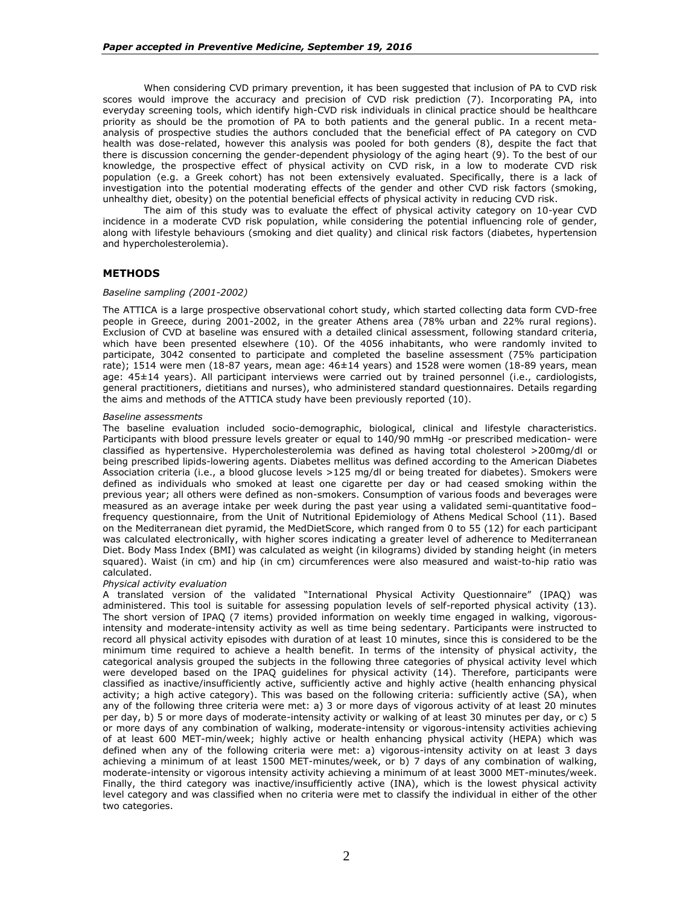When considering CVD primary prevention, it has been suggested that inclusion of PA to CVD risk scores would improve the accuracy and precision of CVD risk prediction (7). Incorporating PA, into everyday screening tools, which identify high-CVD risk individuals in clinical practice should be healthcare priority as should be the promotion of PA to both patients and the general public. In a recent meta-analysis of prospective studies the authors concluded that the beneficial effect of PA category on CVD health was dose-related, however this analysis was pooled for both genders (8), despite the fact that there is discussion concerning the gender-dependent physiology of the aging heart (9). To the best of our knowledge, the prospective effect of physical activity on CVD risk, in a low to moderate CVD risk population (e.g. a Greek cohort) has not been extensively evaluated. Specifically, there is a lack of investigation into the potential moderating effects of the gender and other CVD risk factors (smoking, unhealthy diet, obesity) on the potential beneficial effects of physical activity in reducing CVD risk.

The aim of this study was to evaluate the effect of physical activity category on 10-year CVD incidence in a moderate CVD risk population, while considering the potential influencing role of gender, along with lifestyle behaviours (smoking and diet quality) and clinical risk factors (diabetes, hypertension and hypercholesterolemia).

## METHODS

*Baseline sampling (2001-2002)*

The ATTICA is a large prospective observational cohort study, which started collecting data form CVD-free people in Greece, during 2001-2002, in the greater Athens area (78% urban and 22% rural regions). Exclusion of CVD at baseline was ensured with a detailed clinical assessment, following standard criteria, which have been presented elsewhere (10). Of the 4056 inhabitants, who were randomly invited to participate, 3042 consented to participate and completed the baseline assessment (75% participation rate); 1514 were men (18-87 years, mean age: 46±14 years) and 1528 were women (18-89 years, mean age: 45±14 years). All participant interviews were carried out by trained personnel (i.e., cardiologists, general practitioners, dietitians and nurses), who administered standard questionnaires. Details regarding the aims and methods of the ATTICA study have been previously reported (10).

*Baseline assessments*

The baseline evaluation included socio-demographic, biological, clinical and lifestyle characteristics. Participants with blood pressure levels greater or equal to 140/90 mmHg -or prescribed medication- were classified as hypertensive. Hypercholesterolemia was defined as having total cholesterol >200mg/dl or being prescribed lipids-lowering agents. Diabetes mellitus was defined according to the American Diabetes Association criteria (i.e., a blood glucose levels >125 mg/dl or being treated for diabetes). Smokers were defined as individuals who smoked at least one cigarette per day or had ceased smoking within the previous year; all others were defined as non-smokers. Consumption of various foods and beverages were measured as an average intake per week during the past year using a validated semi-quantitative food–frequency questionnaire, from the Unit of Nutritional Epidemiology of Athens Medical School (11). Based on the Mediterranean diet pyramid, the MedDietScore, which ranged from 0 to 55 (12) for each participant was calculated electronically, with higher scores indicating a greater level of adherence to Mediterranean Diet. Body Mass Index (BMI) was calculated as weight (in kilograms) divided by standing height (in meters squared). Waist (in cm) and hip (in cm) circumferences were also measured and waist-to-hip ratio was calculated.

*Physical activity evaluation*

A translated version of the validated "International Physical Activity Questionnaire" (IPAQ) was administered. This tool is suitable for assessing population levels of self-reported physical activity (13). The short version of IPAQ (7 items) provided information on weekly time engaged in walking, vigorous-intensity and moderate-intensity activity as well as time being sedentary. Participants were instructed to record all physical activity episodes with duration of at least 10 minutes, since this is considered to be the minimum time required to achieve a health benefit. In terms of the intensity of physical activity, the categorical analysis grouped the subjects in the following three categories of physical activity level which were developed based on the IPAQ guidelines for physical activity (14). Therefore, participants were classified as inactive/insufficiently active, sufficiently active and highly active (health enhancing physical activity; a high active category). This was based on the following criteria: sufficiently active (SA), when any of the following three criteria were met: a) 3 or more days of vigorous activity of at least 20 minutes per day, b) 5 or more days of moderate-intensity activity or walking of at least 30 minutes per day, or c) 5 or more days of any combination of walking, moderate-intensity or vigorous-intensity activities achieving of at least 600 MET-min/week; highly active or health enhancing physical activity (HEPA) which was defined when any of the following criteria were met: a) vigorous-intensity activity on at least 3 days achieving a minimum of at least 1500 MET-minutes/week, or b) 7 days of any combination of walking, moderate-intensity or vigorous intensity activity achieving a minimum of at least 3000 MET-minutes/week. Finally, the third category was inactive/insufficiently active (INA), which is the lowest physical activity level category and was classified when no criteria were met to classify the individual in either of the other two categories.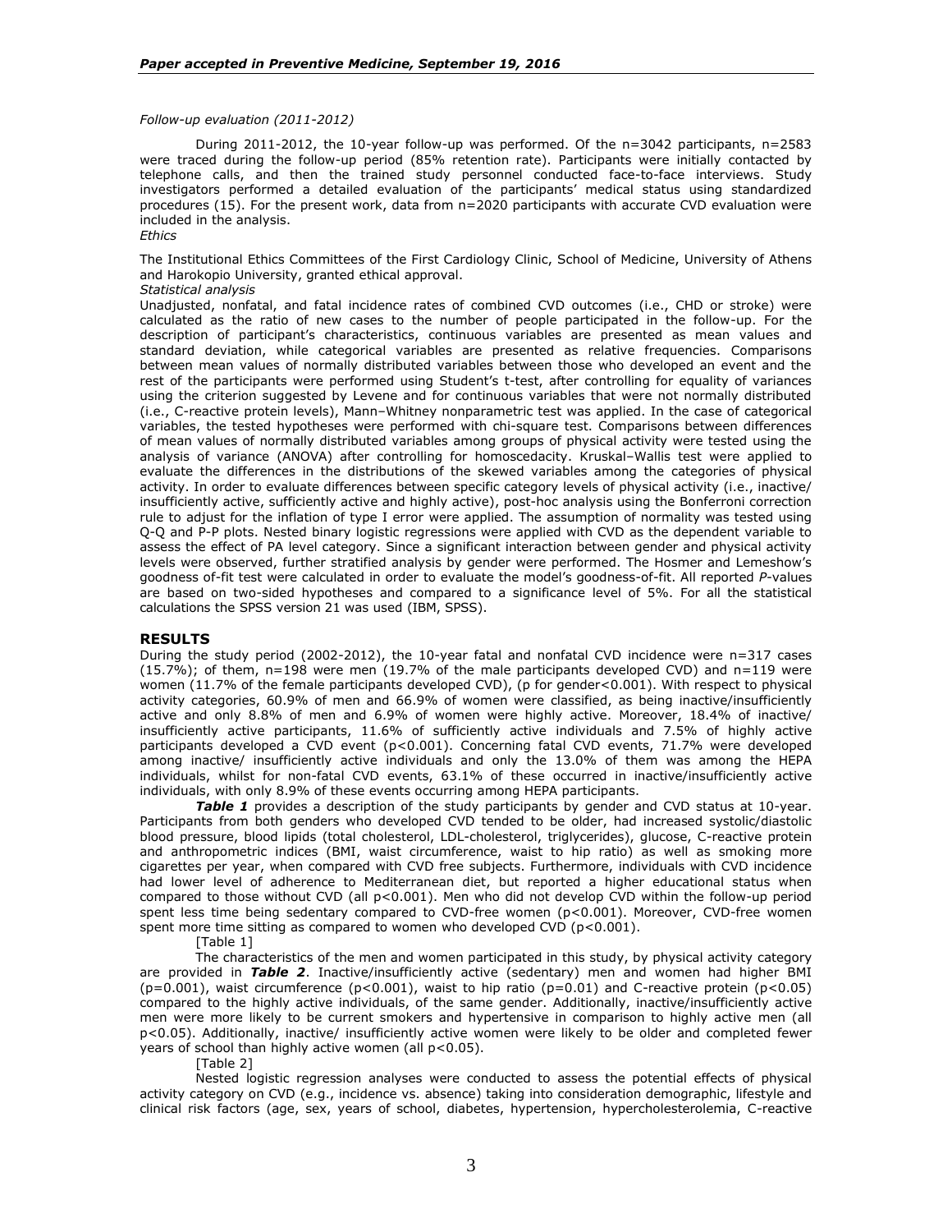*Follow-up evaluation (2011-2012)*

During 2011-2012, the 10-year follow-up was performed. Of the n=3042 participants, n=2583 were traced during the follow-up period (85% retention rate). Participants were initially contacted by telephone calls, and then the trained study personnel conducted face-to-face interviews. Study investigators performed a detailed evaluation of the participants' medical status using standardized procedures (15). For the present work, data from n=2020 participants with accurate CVD evaluation were included in the analysis.

*Ethics*

The Institutional Ethics Committees of the First Cardiology Clinic, School of Medicine, University of Athens and Harokopio University, granted ethical approval.

*Statistical analysis*

Unadjusted, nonfatal, and fatal incidence rates of combined CVD outcomes (i.e., CHD or stroke) were calculated as the ratio of new cases to the number of people participated in the follow-up. For the description of participant's characteristics, continuous variables are presented as mean values and standard deviation, while categorical variables are presented as relative frequencies. Comparisons between mean values of normally distributed variables between those who developed an event and the rest of the participants were performed using Student's t-test, after controlling for equality of variances using the criterion suggested by Levene and for continuous variables that were not normally distributed (i.e., C-reactive protein levels), Mann–Whitney nonparametric test was applied. In the case of categorical variables, the tested hypotheses were performed with chi-square test. Comparisons between differences of mean values of normally distributed variables among groups of physical activity were tested using the analysis of variance (ANOVA) after controlling for homoscedacity. Kruskal–Wallis test were applied to evaluate the differences in the distributions of the skewed variables among the categories of physical activity. In order to evaluate differences between specific category levels of physical activity (i.e., inactive/ insufficiently active, sufficiently active and highly active), post-hoc analysis using the Bonferroni correction rule to adjust for the inflation of type I error were applied. The assumption of normality was tested using Q-Q and P-P plots. Nested binary logistic regressions were applied with CVD as the dependent variable to assess the effect of PA level category. Since a significant interaction between gender and physical activity levels were observed, further stratified analysis by gender were performed. The Hosmer and Lemeshow's goodness of-fit test were calculated in order to evaluate the model's goodness-of-fit. All reported *P*-values are based on two-sided hypotheses and compared to a significance level of 5%. For all the statistical calculations the SPSS version 21 was used (IBM, SPSS).

## RESULTS

During the study period (2002-2012), the 10-year fatal and nonfatal CVD incidence were n=317 cases (15.7%); of them, n=198 were men (19.7% of the male participants developed CVD) and n=119 were women (11.7% of the female participants developed CVD), (p for gender<0.001). With respect to physical activity categories, 60.9% of men and 66.9% of women were classified, as being inactive/insufficiently active and only 8.8% of men and 6.9% of women were highly active. Moreover, 18.4% of inactive/ insufficiently active participants, 11.6% of sufficiently active individuals and 7.5% of highly active participants developed a CVD event (p<0.001). Concerning fatal CVD events, 71.7% were developed among inactive/ insufficiently active individuals and only the 13.0% of them was among the HEPA individuals, whilst for non-fatal CVD events, 63.1% of these occurred in inactive/insufficiently active individuals, with only 8.9% of these events occurring among HEPA participants.

***Table 1*** provides a description of the study participants by gender and CVD status at 10-year. Participants from both genders who developed CVD tended to be older, had increased systolic/diastolic blood pressure, blood lipids (total cholesterol, LDL-cholesterol, triglycerides), glucose, C-reactive protein and anthropometric indices (BMI, waist circumference, waist to hip ratio) as well as smoking more cigarettes per year, when compared with CVD free subjects. Furthermore, individuals with CVD incidence had lower level of adherence to Mediterranean diet, but reported a higher educational status when compared to those without CVD (all p<0.001). Men who did not develop CVD within the follow-up period spent less time being sedentary compared to CVD-free women (p<0.001). Moreover, CVD-free women spent more time sitting as compared to women who developed CVD (p<0.001).

[Table 1]

The characteristics of the men and women participated in this study, by physical activity category are provided in ***Table 2***. Inactive/insufficiently active (sedentary) men and women had higher BMI (p=0.001), waist circumference (p<0.001), waist to hip ratio (p=0.01) and C-reactive protein (p<0.05) compared to the highly active individuals, of the same gender. Additionally, inactive/insufficiently active men were more likely to be current smokers and hypertensive in comparison to highly active men (all p<0.05). Additionally, inactive/ insufficiently active women were likely to be older and completed fewer years of school than highly active women (all p<0.05).

[Table 2]

Nested logistic regression analyses were conducted to assess the potential effects of physical activity category on CVD (e.g., incidence vs. absence) taking into consideration demographic, lifestyle and clinical risk factors (age, sex, years of school, diabetes, hypertension, hypercholesterolemia, C-reactive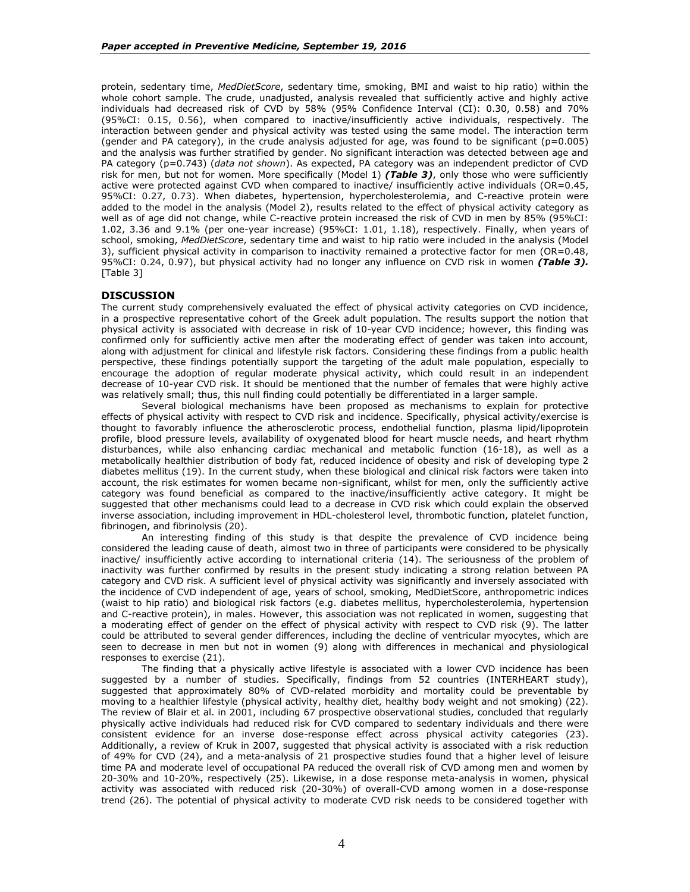protein, sedentary time, *MedDietScore*, sedentary time, smoking, BMI and waist to hip ratio) within the whole cohort sample. The crude, unadjusted, analysis revealed that sufficiently active and highly active individuals had decreased risk of CVD by 58% (95% Confidence Interval (CI): 0.30, 0.58) and 70% (95%CI: 0.15, 0.56), when compared to inactive/insufficiently active individuals, respectively. The interaction between gender and physical activity was tested using the same model. The interaction term (gender and PA category), in the crude analysis adjusted for age, was found to be significant (p=0.005) and the analysis was further stratified by gender. No significant interaction was detected between age and PA category (p=0.743) (*data not shown*). As expected, PA category was an independent predictor of CVD risk for men, but not for women. More specifically (Model 1) ***(Table 3)***, only those who were sufficiently active were protected against CVD when compared to inactive/ insufficiently active individuals (OR=0.45, 95%CI: 0.27, 0.73). When diabetes, hypertension, hypercholesterolemia, and C-reactive protein were added to the model in the analysis (Model 2), results related to the effect of physical activity category as well as of age did not change, while C-reactive protein increased the risk of CVD in men by 85% (95%CI: 1.02, 3.36 and 9.1% (per one-year increase) (95%CI: 1.01, 1.18), respectively. Finally, when years of school, smoking, *MedDietScore*, sedentary time and waist to hip ratio were included in the analysis (Model 3), sufficient physical activity in comparison to inactivity remained a protective factor for men (OR=0.48, 95%CI: 0.24, 0.97), but physical activity had no longer any influence on CVD risk in women ***(Table 3).*** [Table 3]

## DISCUSSION

The current study comprehensively evaluated the effect of physical activity categories on CVD incidence, in a prospective representative cohort of the Greek adult population. The results support the notion that physical activity is associated with decrease in risk of 10-year CVD incidence; however, this finding was confirmed only for sufficiently active men after the moderating effect of gender was taken into account, along with adjustment for clinical and lifestyle risk factors. Considering these findings from a public health perspective, these findings potentially support the targeting of the adult male population, especially to encourage the adoption of regular moderate physical activity, which could result in an independent decrease of 10-year CVD risk. It should be mentioned that the number of females that were highly active was relatively small; thus, this null finding could potentially be differentiated in a larger sample.

Several biological mechanisms have been proposed as mechanisms to explain for protective effects of physical activity with respect to CVD risk and incidence. Specifically, physical activity/exercise is thought to favorably influence the atherosclerotic process, endothelial function, plasma lipid/lipoprotein profile, blood pressure levels, availability of oxygenated blood for heart muscle needs, and heart rhythm disturbances, while also enhancing cardiac mechanical and metabolic function (16-18), as well as a metabolically healthier distribution of body fat, reduced incidence of obesity and risk of developing type 2 diabetes mellitus (19). In the current study, when these biological and clinical risk factors were taken into account, the risk estimates for women became non-significant, whilst for men, only the sufficiently active category was found beneficial as compared to the inactive/insufficiently active category. It might be suggested that other mechanisms could lead to a decrease in CVD risk which could explain the observed inverse association, including improvement in HDL-cholesterol level, thrombotic function, platelet function, fibrinogen, and fibrinolysis (20).

An interesting finding of this study is that despite the prevalence of CVD incidence being considered the leading cause of death, almost two in three of participants were considered to be physically inactive/ insufficiently active according to international criteria (14). The seriousness of the problem of inactivity was further confirmed by results in the present study indicating a strong relation between PA category and CVD risk. A sufficient level of physical activity was significantly and inversely associated with the incidence of CVD independent of age, years of school, smoking, MedDietScore, anthropometric indices (waist to hip ratio) and biological risk factors (e.g. diabetes mellitus, hypercholesterolemia, hypertension and C-reactive protein), in males. However, this association was not replicated in women, suggesting that a moderating effect of gender on the effect of physical activity with respect to CVD risk (9). The latter could be attributed to several gender differences, including the decline of ventricular myocytes, which are seen to decrease in men but not in women (9) along with differences in mechanical and physiological responses to exercise (21).

The finding that a physically active lifestyle is associated with a lower CVD incidence has been suggested by a number of studies. Specifically, findings from 52 countries (INTERHEART study), suggested that approximately 80% of CVD-related morbidity and mortality could be preventable by moving to a healthier lifestyle (physical activity, healthy diet, healthy body weight and not smoking) (22). The review of Blair et al. in 2001, including 67 prospective observational studies, concluded that regularly physically active individuals had reduced risk for CVD compared to sedentary individuals and there were consistent evidence for an inverse dose-response effect across physical activity categories (23). Additionally, a review of Kruk in 2007, suggested that physical activity is associated with a risk reduction of 49% for CVD (24), and a meta-analysis of 21 prospective studies found that a higher level of leisure time PA and moderate level of occupational PA reduced the overall risk of CVD among men and women by 20-30% and 10-20%, respectively (25). Likewise, in a dose response meta-analysis in women, physical activity was associated with reduced risk (20-30%) of overall-CVD among women in a dose-response trend (26). The potential of physical activity to moderate CVD risk needs to be considered together with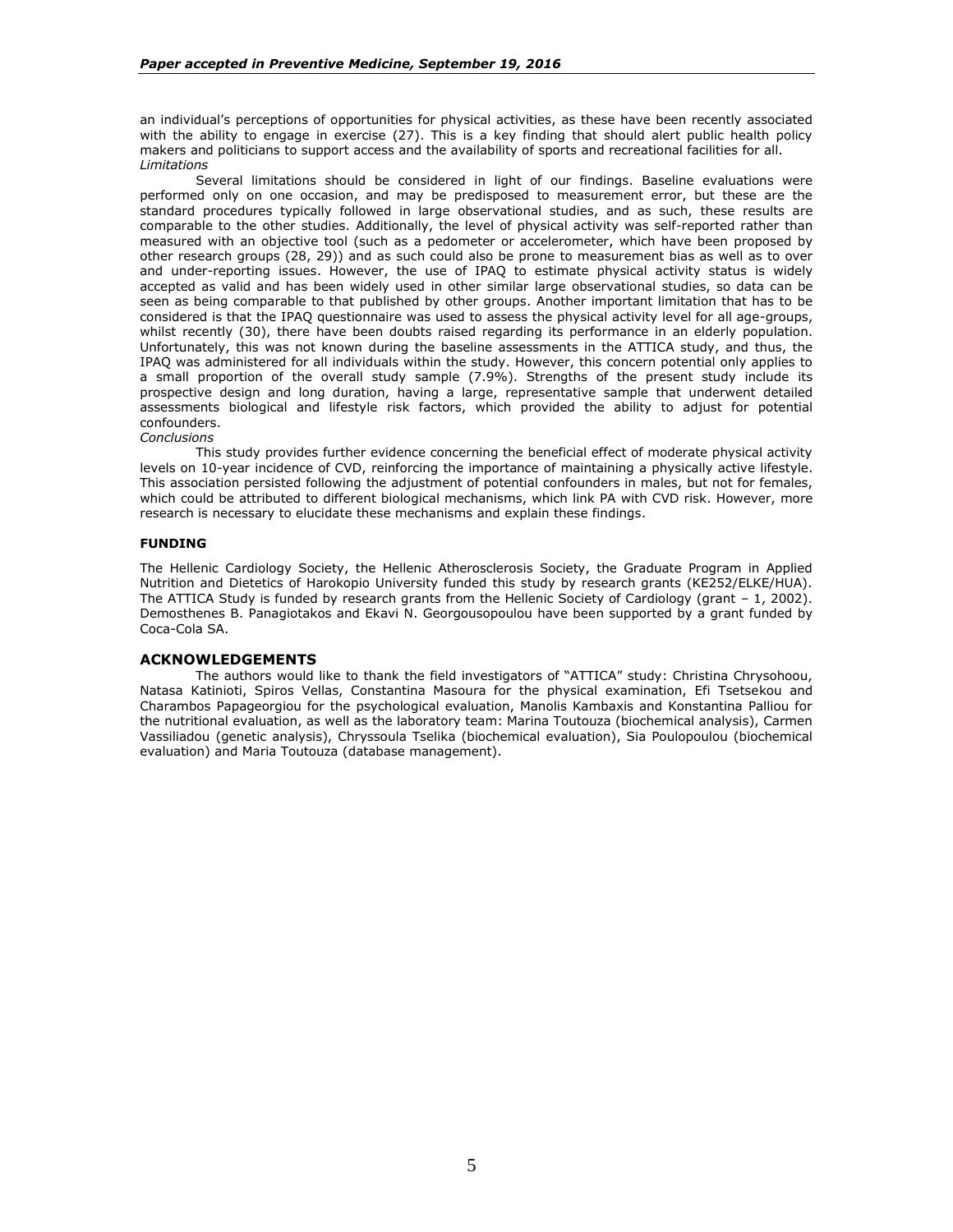an individual's perceptions of opportunities for physical activities, as these have been recently associated with the ability to engage in exercise (27). This is a key finding that should alert public health policy makers and politicians to support access and the availability of sports and recreational facilities for all.

*Limitations*

Several limitations should be considered in light of our findings. Baseline evaluations were performed only on one occasion, and may be predisposed to measurement error, but these are the standard procedures typically followed in large observational studies, and as such, these results are comparable to the other studies. Additionally, the level of physical activity was self-reported rather than measured with an objective tool (such as a pedometer or accelerometer, which have been proposed by other research groups (28, 29)) and as such could also be prone to measurement bias as well as to over and under-reporting issues. However, the use of IPAQ to estimate physical activity status is widely accepted as valid and has been widely used in other similar large observational studies, so data can be seen as being comparable to that published by other groups. Another important limitation that has to be considered is that the IPAQ questionnaire was used to assess the physical activity level for all age-groups, whilst recently (30), there have been doubts raised regarding its performance in an elderly population. Unfortunately, this was not known during the baseline assessments in the ATTICA study, and thus, the IPAQ was administered for all individuals within the study. However, this concern potential only applies to a small proportion of the overall study sample (7.9%). Strengths of the present study include its prospective design and long duration, having a large, representative sample that underwent detailed assessments biological and lifestyle risk factors, which provided the ability to adjust for potential confounders.

*Conclusions*

This study provides further evidence concerning the beneficial effect of moderate physical activity levels on 10-year incidence of CVD, reinforcing the importance of maintaining a physically active lifestyle. This association persisted following the adjustment of potential confounders in males, but not for females, which could be attributed to different biological mechanisms, which link PA with CVD risk. However, more research is necessary to elucidate these mechanisms and explain these findings.

**FUNDING**

The Hellenic Cardiology Society, the Hellenic Atherosclerosis Society, the Graduate Program in Applied Nutrition and Dietetics of Harokopio University funded this study by research grants (KE252/ELKE/HUA). The ATTICA Study is funded by research grants from the Hellenic Society of Cardiology (grant – 1, 2002). Demosthenes B. Panagiotakos and Ekavi N. Georgousopoulou have been supported by a grant funded by Coca-Cola SA.

## ACKNOWLEDGEMENTS

The authors would like to thank the field investigators of "ATTICA" study: Christina Chrysohoou, Natasa Katinioti, Spiros Vellas, Constantina Masoura for the physical examination, Efi Tsetsekou and Charambos Papageorgiou for the psychological evaluation, Manolis Kambaxis and Konstantina Palliou for the nutritional evaluation, as well as the laboratory team: Marina Toutouza (biochemical analysis), Carmen Vassiliadou (genetic analysis), Chryssoula Tselika (biochemical evaluation), Sia Poulopoulou (biochemical evaluation) and Maria Toutouza (database management).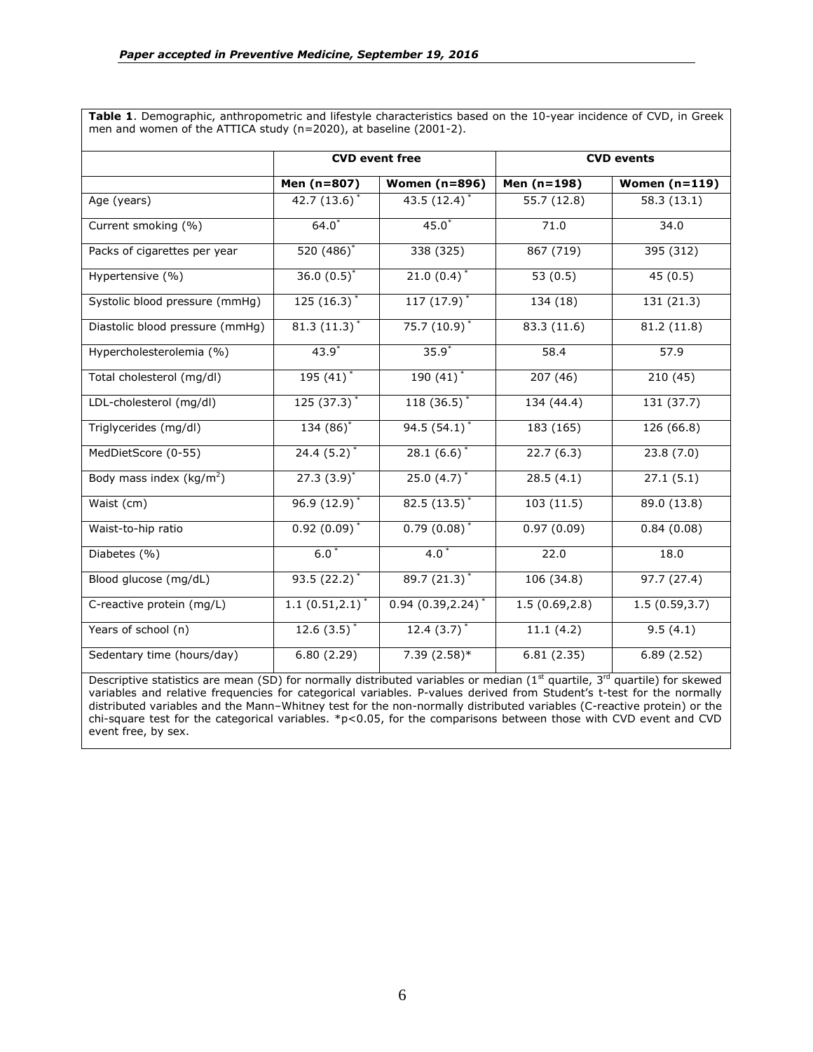**Table 1**. Demographic, anthropometric and lifestyle characteristics based on the 10-year incidence of CVD, in Greek men and women of the ATTICA study (n=2020), at baseline (2001-2).

| | CVD event free | | CVD events | |
|---|---|---|---|---|
| | **Men (n=807)** | **Women (n=896)** | **Men (n=198)** | **Women (n=119)** |
| Age (years) | 42.7 (13.6)* | 43.5 (12.4)* | 55.7 (12.8) | 58.3 (13.1) |
| Current smoking (%) | 64.0* | 45.0* | 71.0 | 34.0 |
| Packs of cigarettes per year | 520 (486)* | 338 (325) | 867 (719) | 395 (312) |
| Hypertensive (%) | 36.0 (0.5)* | 21.0 (0.4)* | 53 (0.5) | 45 (0.5) |
| Systolic blood pressure (mmHg) | 125 (16.3)* | 117 (17.9)* | 134 (18) | 131 (21.3) |
| Diastolic blood pressure (mmHg) | 81.3 (11.3)* | 75.7 (10.9)* | 83.3 (11.6) | 81.2 (11.8) |
| Hypercholesterolemia (%) | 43.9* | 35.9* | 58.4 | 57.9 |
| Total cholesterol (mg/dl) | 195 (41)* | 190 (41)* | 207 (46) | 210 (45) |
| LDL-cholesterol (mg/dl) | 125 (37.3)* | 118 (36.5)* | 134 (44.4) | 131 (37.7) |
| Triglycerides (mg/dl) | 134 (86)* | 94.5 (54.1)* | 183 (165) | 126 (66.8) |
| MedDietScore (0-55) | 24.4 (5.2)* | 28.1 (6.6)* | 22.7 (6.3) | 23.8 (7.0) |
| Body mass index ($kg/m^2$) | 27.3 (3.9)* | 25.0 (4.7)* | 28.5 (4.1) | 27.1 (5.1) |
| Waist (cm) | 96.9 (12.9)* | 82.5 (13.5)* | 103 (11.5) | 89.0 (13.8) |
| Waist-to-hip ratio | 0.92 (0.09)* | 0.79 (0.08)* | 0.97 (0.09) | 0.84 (0.08) |
| Diabetes (%) | 6.0* | 4.0* | 22.0 | 18.0 |
| Blood glucose (mg/dL) | 93.5 (22.2)* | 89.7 (21.3)* | 106 (34.8) | 97.7 (27.4) |
| C-reactive protein (mg/L) | 1.1 (0.51,2.1)* | 0.94 (0.39,2.24)* | 1.5 (0.69,2.8) | 1.5 (0.59,3.7) |
| Years of school (n) | 12.6 (3.5)* | 12.4 (3.7)* | 11.1 (4.2) | 9.5 (4.1) |
| Sedentary time (hours/day) | 6.80 (2.29) | 7.39 (2.58)* | 6.81 (2.35) | 6.89 (2.52) |

Descriptive statistics are mean (SD) for normally distributed variables or median (1st quartile, 3rd quartile) for skewed variables and relative frequencies for categorical variables. P-values derived from Student's t-test for the normally distributed variables and the Mann–Whitney test for the non-normally distributed variables (C-reactive protein) or the chi-square test for the categorical variables. *$p<0.05$, for the comparisons between those with CVD event and CVD event free, by sex.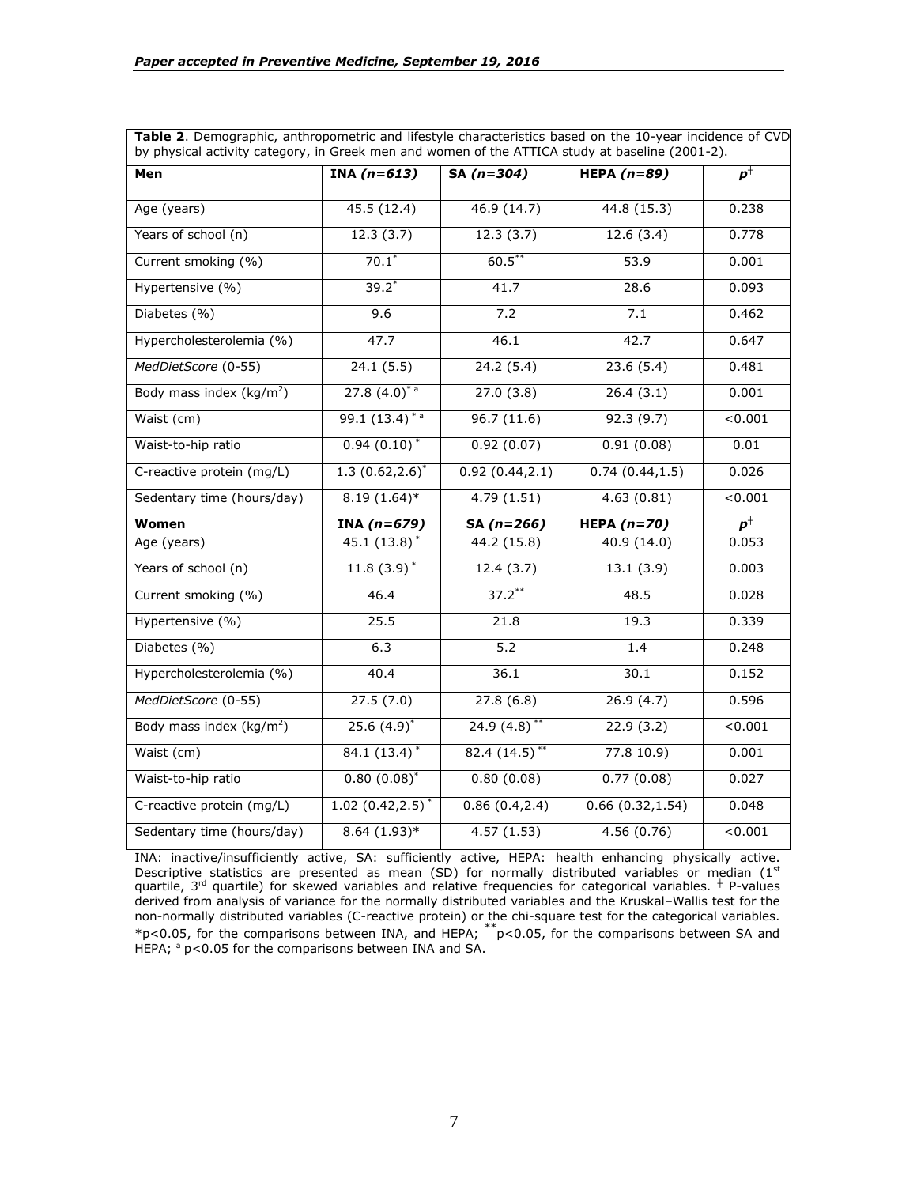**Table 2**. Demographic, anthropometric and lifestyle characteristics based on the 10-year incidence of CVD by physical activity category, in Greek men and women of the ATTICA study at baseline (2001-2).

| **Men** | **INA** ***(n=613)*** | **SA** ***(n=304)*** | **HEPA** ***(n=89)*** | $p^{\dagger}$ |
|---|---|---|---|---|
| Age (years) | 45.5 (12.4) | 46.9 (14.7) | 44.8 (15.3) | 0.238 |
| Years of school (n) | 12.3 (3.7) | 12.3 (3.7) | 12.6 (3.4) | 0.778 |
| Current smoking (%) | 70.1* | 60.5** | 53.9 | 0.001 |
| Hypertensive (%) | 39.2* | 41.7 | 28.6 | 0.093 |
| Diabetes (%) | 9.6 | 7.2 | 7.1 | 0.462 |
| Hypercholesterolemia (%) | 47.7 | 46.1 | 42.7 | 0.647 |
| *MedDietScore* (0-55) | 24.1 (5.5) | 24.2 (5.4) | 23.6 (5.4) | 0.481 |
| Body mass index (kg/m$^2$) | 27.8 (4.0)* [a] | 27.0 (3.8) | 26.4 (3.1) | 0.001 |
| Waist (cm) | 99.1 (13.4)* [a] | 96.7 (11.6) | 92.3 (9.7) | <0.001 |
| Waist-to-hip ratio | 0.94 (0.10)* | 0.92 (0.07) | 0.91 (0.08) | 0.01 |
| C-reactive protein (mg/L) | 1.3 (0.62,2.6)* | 0.92 (0.44,2.1) | 0.74 (0.44,1.5) | 0.026 |
| Sedentary time (hours/day) | 8.19 (1.64)* | 4.79 (1.51) | 4.63 (0.81) | <0.001 |
| **Women** | **INA** ***(n=679)*** | **SA** ***(n=266)*** | **HEPA** ***(n=70)*** | $p^{\dagger}$ |
| Age (years) | 45.1 (13.8)* | 44.2 (15.8) | 40.9 (14.0) | 0.053 |
| Years of school (n) | 11.8 (3.9)* | 12.4 (3.7) | 13.1 (3.9) | 0.003 |
| Current smoking (%) | 46.4 | 37.2** | 48.5 | 0.028 |
| Hypertensive (%) | 25.5 | 21.8 | 19.3 | 0.339 |
| Diabetes (%) | 6.3 | 5.2 | 1.4 | 0.248 |
| Hypercholesterolemia (%) | 40.4 | 36.1 | 30.1 | 0.152 |
| *MedDietScore* (0-55) | 27.5 (7.0) | 27.8 (6.8) | 26.9 (4.7) | 0.596 |
| Body mass index (kg/m$^2$) | 25.6 (4.9)* | 24.9 (4.8)** | 22.9 (3.2) | <0.001 |
| Waist (cm) | 84.1 (13.4)* | 82.4 (14.5)** | 77.8 10.9) | 0.001 |
| Waist-to-hip ratio | 0.80 (0.08)* | 0.80 (0.08) | 0.77 (0.08) | 0.027 |
| C-reactive protein (mg/L) | 1.02 (0.42,2.5)* | 0.86 (0.4,2.4) | 0.66 (0.32,1.54) | 0.048 |
| Sedentary time (hours/day) | 8.64 (1.93)* | 4.57 (1.53) | 4.56 (0.76) | <0.001 |

INA: inactive/insufficiently active, SA: sufficiently active, HEPA: health enhancing physically active. Descriptive statistics are presented as mean (SD) for normally distributed variables or median (1st quartile, 3rd quartile) for skewed variables and relative frequencies for categorical variables. † P-values derived from analysis of variance for the normally distributed variables and the Kruskal–Wallis test for the non-normally distributed variables (C-reactive protein) or the chi-square test for the categorical variables. *p<0.05, for the comparisons between INA, and HEPA; **p<0.05, for the comparisons between SA and HEPA; [a] p<0.05 for the comparisons between INA and SA.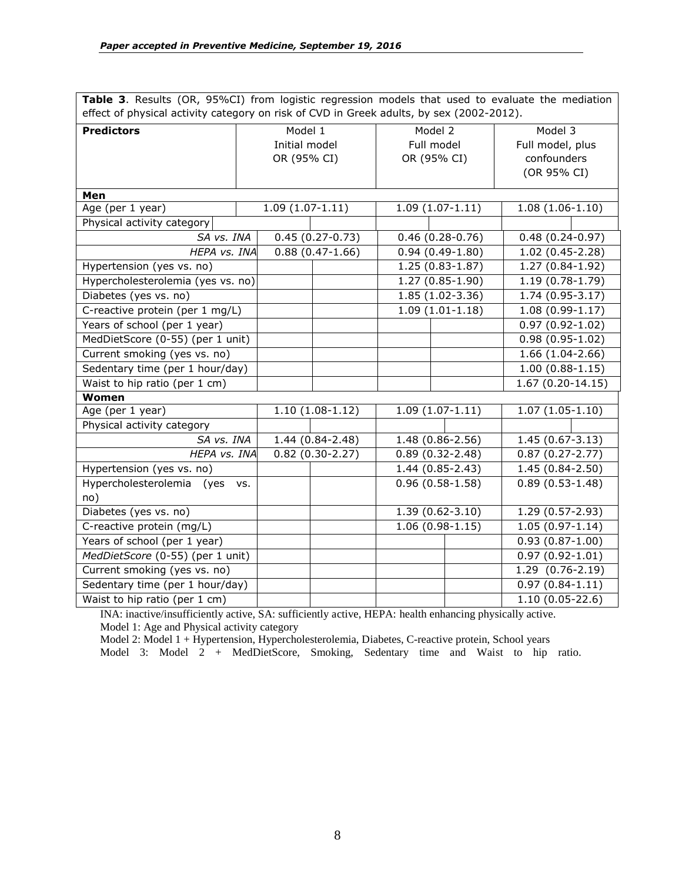**Table 3**. Results (OR, 95%CI) from logistic regression models that used to evaluate the mediation effect of physical activity category on risk of CVD in Greek adults, by sex (2002-2012).

| Predictors | Model 1 Initial model OR (95% CI) | Model 2 Full model OR (95% CI) | Model 3 Full model, plus confounders (OR 95% CI) |
|---|---|---|---|
| **Men** | | | |
| Age (per 1 year) | 1.09 (1.07-1.11) | 1.09 (1.07-1.11) | 1.08 (1.06-1.10) |
| Physical activity category | | | |
| *SA vs. INA* | 0.45 (0.27-0.73) | 0.46 (0.28-0.76) | 0.48 (0.24-0.97) |
| *HEPA vs. INA* | 0.88 (0.47-1.66) | 0.94 (0.49-1.80) | 1.02 (0.45-2.28) |
| Hypertension (yes vs. no) | | 1.25 (0.83-1.87) | 1.27 (0.84-1.92) |
| Hypercholesterolemia (yes vs. no) | | 1.27 (0.85-1.90) | 1.19 (0.78-1.79) |
| Diabetes (yes vs. no) | | 1.85 (1.02-3.36) | 1.74 (0.95-3.17) |
| C-reactive protein (per 1 mg/L) | | 1.09 (1.01-1.18) | 1.08 (0.99-1.17) |
| Years of school (per 1 year) | | | 0.97 (0.92-1.02) |
| MedDietScore (0-55) (per 1 unit) | | | 0.98 (0.95-1.02) |
| Current smoking (yes vs. no) | | | 1.66 (1.04-2.66) |
| Sedentary time (per 1 hour/day) | | | 1.00 (0.88-1.15) |
| Waist to hip ratio (per 1 cm) | | | 1.67 (0.20-14.15) |
| **Women** | | | |
| Age (per 1 year) | 1.10 (1.08-1.12) | 1.09 (1.07-1.11) | 1.07 (1.05-1.10) |
| Physical activity category | | | |
| *SA vs. INA* | 1.44 (0.84-2.48) | 1.48 (0.86-2.56) | 1.45 (0.67-3.13) |
| *HEPA vs. INA* | 0.82 (0.30-2.27) | 0.89 (0.32-2.48) | 0.87 (0.27-2.77) |
| Hypertension (yes vs. no) | | 1.44 (0.85-2.43) | 1.45 (0.84-2.50) |
| Hypercholesterolemia (yes vs. no) | | 0.96 (0.58-1.58) | 0.89 (0.53-1.48) |
| Diabetes (yes vs. no) | | 1.39 (0.62-3.10) | 1.29 (0.57-2.93) |
| C-reactive protein (mg/L) | | 1.06 (0.98-1.15) | 1.05 (0.97-1.14) |
| Years of school (per 1 year) | | | 0.93 (0.87-1.00) |
| *MedDietScore* (0-55) (per 1 unit) | | | 0.97 (0.92-1.01) |
| Current smoking (yes vs. no) | | | 1.29 (0.76-2.19) |
| Sedentary time (per 1 hour/day) | | | 0.97 (0.84-1.11) |
| Waist to hip ratio (per 1 cm) | | | 1.10 (0.05-22.6) |

INA: inactive/insufficiently active, SA: sufficiently active, HEPA: health enhancing physically active.

Model 1: Age and Physical activity category

Model 2: Model 1 + Hypertension, Hypercholesterolemia, Diabetes, C-reactive protein, School years

Model 3: Model 2 + MedDietScore, Smoking, Sedentary time and Waist to hip ratio.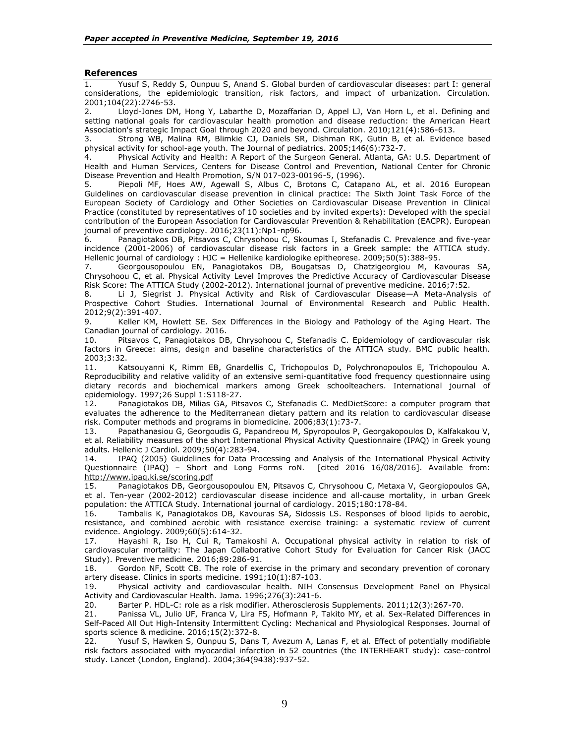## References

1. Yusuf S, Reddy S, Ounpuu S, Anand S. Global burden of cardiovascular diseases: part I: general considerations, the epidemiologic transition, risk factors, and impact of urbanization. Circulation. 2001;104(22):2746-53.
2. Lloyd-Jones DM, Hong Y, Labarthe D, Mozaffarian D, Appel LJ, Van Horn L, et al. Defining and setting national goals for cardiovascular health promotion and disease reduction: the American Heart Association's strategic Impact Goal through 2020 and beyond. Circulation. 2010;121(4):586-613.
3. Strong WB, Malina RM, Blimkie CJ, Daniels SR, Dishman RK, Gutin B, et al. Evidence based physical activity for school-age youth. The Journal of pediatrics. 2005;146(6):732-7.
4. Physical Activity and Health: A Report of the Surgeon General. Atlanta, GA: U.S. Department of Health and Human Services, Centers for Disease Control and Prevention, National Center for Chronic Disease Prevention and Health Promotion, S/N 017-023-00196-5, (1996).
5. Piepoli MF, Hoes AW, Agewall S, Albus C, Brotons C, Catapano AL, et al. 2016 European Guidelines on cardiovascular disease prevention in clinical practice: The Sixth Joint Task Force of the European Society of Cardiology and Other Societies on Cardiovascular Disease Prevention in Clinical Practice (constituted by representatives of 10 societies and by invited experts): Developed with the special contribution of the European Association for Cardiovascular Prevention & Rehabilitation (EACPR). European journal of preventive cardiology. 2016;23(11):Np1-np96.
6. Panagiotakos DB, Pitsavos C, Chrysohoou C, Skoumas I, Stefanadis C. Prevalence and five-year incidence (2001-2006) of cardiovascular disease risk factors in a Greek sample: the ATTICA study. Hellenic journal of cardiology : HJC = Hellenike kardiologike epitheorese. 2009;50(5):388-95.
7. Georgousopoulou EN, Panagiotakos DB, Bougatsas D, Chatzigeorgiou M, Kavouras SA, Chrysohoou C, et al. Physical Activity Level Improves the Predictive Accuracy of Cardiovascular Disease Risk Score: The ATTICA Study (2002-2012). International journal of preventive medicine. 2016;7:52.
8. Li J, Siegrist J. Physical Activity and Risk of Cardiovascular Disease—A Meta-Analysis of Prospective Cohort Studies. International Journal of Environmental Research and Public Health. 2012;9(2):391-407.
9. Keller KM, Howlett SE. Sex Differences in the Biology and Pathology of the Aging Heart. The Canadian journal of cardiology. 2016.
10. Pitsavos C, Panagiotakos DB, Chrysohoou C, Stefanadis C. Epidemiology of cardiovascular risk factors in Greece: aims, design and baseline characteristics of the ATTICA study. BMC public health. 2003;3:32.
11. Katsouyanni K, Rimm EB, Gnardellis C, Trichopoulos D, Polychronopoulos E, Trichopoulou A. Reproducibility and relative validity of an extensive semi-quantitative food frequency questionnaire using dietary records and biochemical markers among Greek schoolteachers. International journal of epidemiology. 1997;26 Suppl 1:S118-27.
12. Panagiotakos DB, Milias GA, Pitsavos C, Stefanadis C. MedDietScore: a computer program that evaluates the adherence to the Mediterranean dietary pattern and its relation to cardiovascular disease risk. Computer methods and programs in biomedicine. 2006;83(1):73-7.
13. Papathanasiou G, Georgoudis G, Papandreou M, Spyropoulos P, Georgakopoulos D, Kalfakakou V, et al. Reliability measures of the short International Physical Activity Questionnaire (IPAQ) in Greek young adults. Hellenic J Cardiol. 2009;50(4):283-94.
14. IPAQ (2005) Guidelines for Data Processing and Analysis of the International Physical Activity Questionnaire (IPAQ) – Short and Long Forms roN. [cited 2016 16/08/2016]. Available from: http://www.ipaq.ki.se/scoring.pdf
15. Panagiotakos DB, Georgousopoulou EN, Pitsavos C, Chrysohoou C, Metaxa V, Georgiopoulos GA, et al. Ten-year (2002-2012) cardiovascular disease incidence and all-cause mortality, in urban Greek population: the ATTICA Study. International journal of cardiology. 2015;180:178-84.
16. Tambalis K, Panagiotakos DB, Kavouras SA, Sidossis LS. Responses of blood lipids to aerobic, resistance, and combined aerobic with resistance exercise training: a systematic review of current evidence. Angiology. 2009;60(5):614-32.
17. Hayashi R, Iso H, Cui R, Tamakoshi A. Occupational physical activity in relation to risk of cardiovascular mortality: The Japan Collaborative Cohort Study for Evaluation for Cancer Risk (JACC Study). Preventive medicine. 2016;89:286-91.
18. Gordon NF, Scott CB. The role of exercise in the primary and secondary prevention of coronary artery disease. Clinics in sports medicine. 1991;10(1):87-103.
19. Physical activity and cardiovascular health. NIH Consensus Development Panel on Physical Activity and Cardiovascular Health. Jama. 1996;276(3):241-6.
20. Barter P. HDL-C: role as a risk modifier. Atherosclerosis Supplements. 2011;12(3):267-70.
21. Panissa VL, Julio UF, Franca V, Lira FS, Hofmann P, Takito MY, et al. Sex-Related Differences in Self-Paced All Out High-Intensity Intermittent Cycling: Mechanical and Physiological Responses. Journal of sports science & medicine. 2016;15(2):372-8.
22. Yusuf S, Hawken S, Ounpuu S, Dans T, Avezum A, Lanas F, et al. Effect of potentially modifiable risk factors associated with myocardial infarction in 52 countries (the INTERHEART study): case-control study. Lancet (London, England). 2004;364(9438):937-52.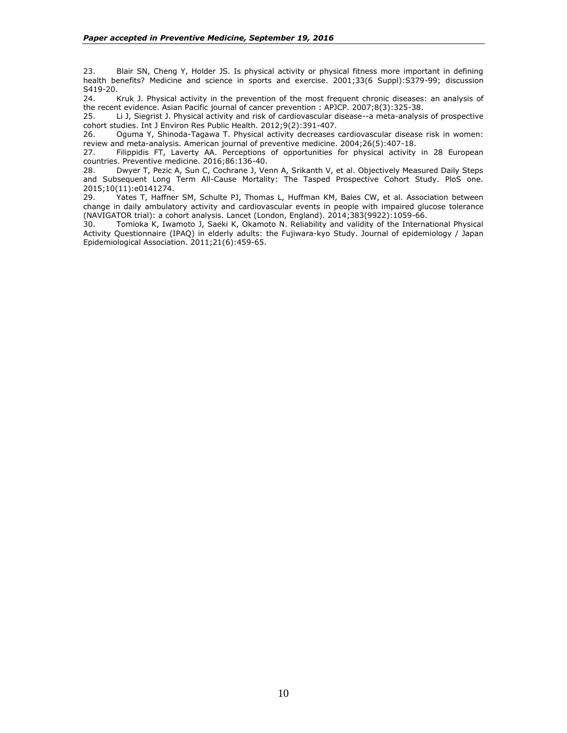23. Blair SN, Cheng Y, Holder JS. Is physical activity or physical fitness more important in defining health benefits? Medicine and science in sports and exercise. 2001;33(6 Suppl):S379-99; discussion S419-20.
24. Kruk J. Physical activity in the prevention of the most frequent chronic diseases: an analysis of the recent evidence. Asian Pacific journal of cancer prevention : APJCP. 2007;8(3):325-38.
25. Li J, Siegrist J. Physical activity and risk of cardiovascular disease--a meta-analysis of prospective cohort studies. Int J Environ Res Public Health. 2012;9(2):391-407.
26. Oguma Y, Shinoda-Tagawa T. Physical activity decreases cardiovascular disease risk in women: review and meta-analysis. American journal of preventive medicine. 2004;26(5):407-18.
27. Filippidis FT, Laverty AA. Perceptions of opportunities for physical activity in 28 European countries. Preventive medicine. 2016;86:136-40.
28. Dwyer T, Pezic A, Sun C, Cochrane J, Venn A, Srikanth V, et al. Objectively Measured Daily Steps and Subsequent Long Term All-Cause Mortality: The Tasped Prospective Cohort Study. PloS one. 2015;10(11):e0141274.
29. Yates T, Haffner SM, Schulte PJ, Thomas L, Huffman KM, Bales CW, et al. Association between change in daily ambulatory activity and cardiovascular events in people with impaired glucose tolerance (NAVIGATOR trial): a cohort analysis. Lancet (London, England). 2014;383(9922):1059-66.
30. Tomioka K, Iwamoto J, Saeki K, Okamoto N. Reliability and validity of the International Physical Activity Questionnaire (IPAQ) in elderly adults: the Fujiwara-kyo Study. Journal of epidemiology / Japan Epidemiological Association. 2011;21(6):459-65.